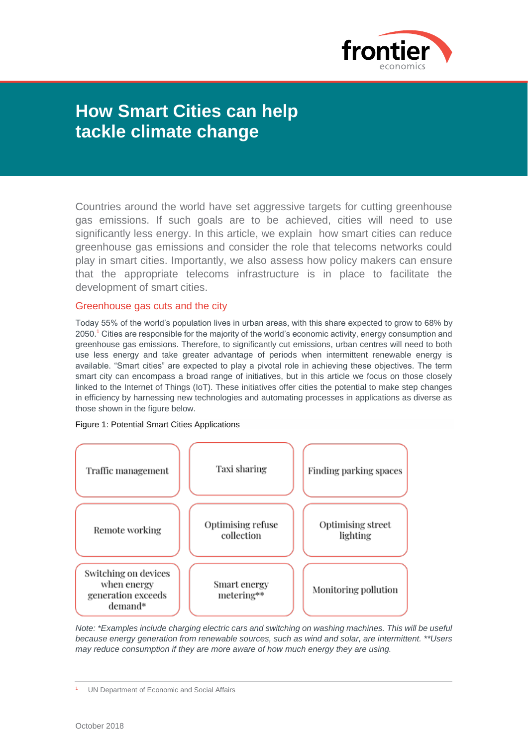# How Smart Cities can help tackle climate change

Countries around the world have set aggressive targets for cutting greenhouse gas emissions. If such goals are to be achieved, cities will need to use significantly less energy. In this article, we explain how smart cities can reduce greenhouse gas emissions and consider the role that telecoms networks could play in smart cities. Importantly, we also assess how policy makers can ensure that the appropriate telecoms infrastructure is in place to facilitate the development of smart cities.

## Greenhouse gas cuts and the city

Today 55% of the world's population lives in urban areas, with this share expected to grow to 68% by 2050.[1] Cities are responsible for the majority of the world's economic activity, energy consumption and greenhouse gas emissions. Therefore, to significantly cut emissions, urban centres will need to both use less energy and take greater advantage of periods when intermittent renewable energy is available. "Smart cities" are expected to play a pivotal role in achieving these objectives. The term smart city can encompass a broad range of initiatives, but in this article we focus on those closely linked to the Internet of Things (IoT). These initiatives offer cities the potential to make step changes in efficiency by harnessing new technologies and automating processes in applications as diverse as those shown in the figure below.

Figure 1: Potential Smart Cities Applications

| | | |
|---|---|---|
| Traffic management | Taxi sharing | Finding parking spaces |
| Remote working | Optimising refuse collection | Optimising street lighting |
| Switching on devices when energy generation exceeds demand* | Smart energy metering** | Monitoring pollution |

*Note: *Examples include charging electric cars and switching on washing machines. This will be useful because energy generation from renewable sources, such as wind and solar, are intermittent. **Users may reduce consumption if they are more aware of how much energy they are using.*

[1] UN Department of Economic and Social Affairs

October 2018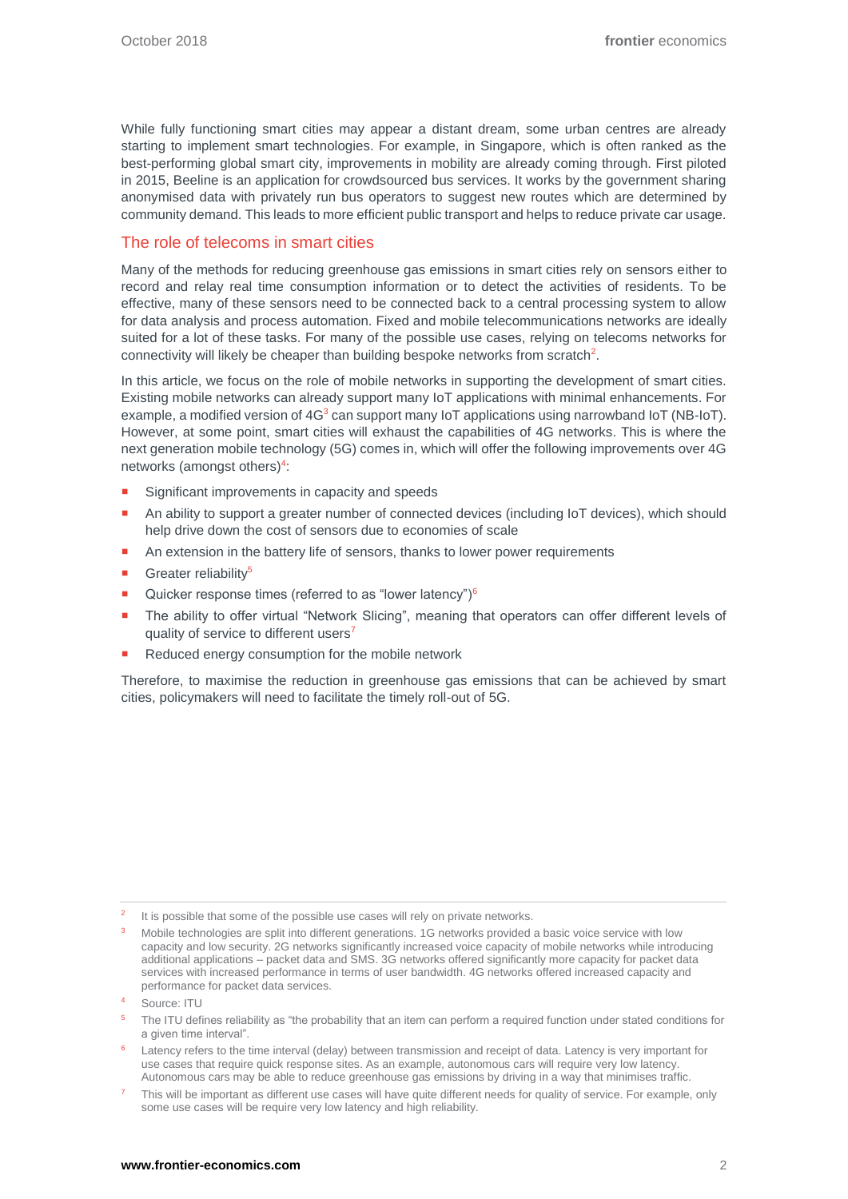While fully functioning smart cities may appear a distant dream, some urban centres are already starting to implement smart technologies. For example, in Singapore, which is often ranked as the best-performing global smart city, improvements in mobility are already coming through. First piloted in 2015, Beeline is an application for crowdsourced bus services. It works by the government sharing anonymised data with privately run bus operators to suggest new routes which are determined by community demand. This leads to more efficient public transport and helps to reduce private car usage.

## The role of telecoms in smart cities

Many of the methods for reducing greenhouse gas emissions in smart cities rely on sensors either to record and relay real time consumption information or to detect the activities of residents. To be effective, many of these sensors need to be connected back to a central processing system to allow for data analysis and process automation. Fixed and mobile telecommunications networks are ideally suited for a lot of these tasks. For many of the possible use cases, relying on telecoms networks for connectivity will likely be cheaper than building bespoke networks from scratch[2].

In this article, we focus on the role of mobile networks in supporting the development of smart cities. Existing mobile networks can already support many IoT applications with minimal enhancements. For example, a modified version of 4G[3] can support many IoT applications using narrowband IoT (NB-IoT). However, at some point, smart cities will exhaust the capabilities of 4G networks. This is where the next generation mobile technology (5G) comes in, which will offer the following improvements over 4G networks (amongst others)[4]:

- Significant improvements in capacity and speeds
- An ability to support a greater number of connected devices (including IoT devices), which should help drive down the cost of sensors due to economies of scale
- An extension in the battery life of sensors, thanks to lower power requirements
- Greater reliability[5]
- Quicker response times (referred to as "lower latency")[6]
- The ability to offer virtual "Network Slicing", meaning that operators can offer different levels of quality of service to different users[7]
- Reduced energy consumption for the mobile network

Therefore, to maximise the reduction in greenhouse gas emissions that can be achieved by smart cities, policymakers will need to facilitate the timely roll-out of 5G.

---

[2] It is possible that some of the possible use cases will rely on private networks.

[3] Mobile technologies are split into different generations. 1G networks provided a basic voice service with low capacity and low security. 2G networks significantly increased voice capacity of mobile networks while introducing additional applications – packet data and SMS. 3G networks offered significantly more capacity for packet data services with increased performance in terms of user bandwidth. 4G networks offered increased capacity and performance for packet data services.

[4] Source: ITU

[5] The ITU defines reliability as "the probability that an item can perform a required function under stated conditions for a given time interval".

[6] Latency refers to the time interval (delay) between transmission and receipt of data. Latency is very important for use cases that require quick response sites. As an example, autonomous cars will require very low latency. Autonomous cars may be able to reduce greenhouse gas emissions by driving in a way that minimises traffic.

[7] This will be important as different use cases will have quite different needs for quality of service. For example, only some use cases will be require very low latency and high reliability.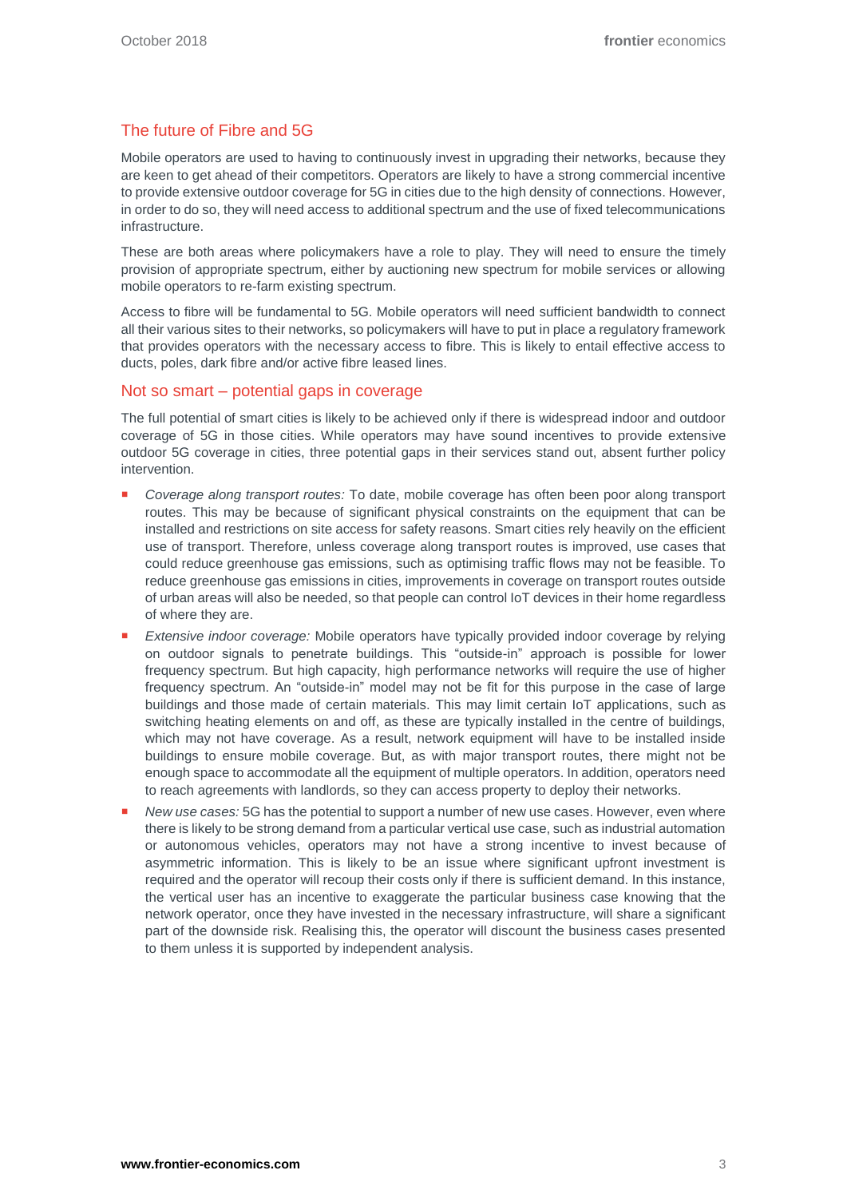## The future of Fibre and 5G

Mobile operators are used to having to continuously invest in upgrading their networks, because they are keen to get ahead of their competitors. Operators are likely to have a strong commercial incentive to provide extensive outdoor coverage for 5G in cities due to the high density of connections. However, in order to do so, they will need access to additional spectrum and the use of fixed telecommunications infrastructure.

These are both areas where policymakers have a role to play. They will need to ensure the timely provision of appropriate spectrum, either by auctioning new spectrum for mobile services or allowing mobile operators to re-farm existing spectrum.

Access to fibre will be fundamental to 5G. Mobile operators will need sufficient bandwidth to connect all their various sites to their networks, so policymakers will have to put in place a regulatory framework that provides operators with the necessary access to fibre. This is likely to entail effective access to ducts, poles, dark fibre and/or active fibre leased lines.

## Not so smart – potential gaps in coverage

The full potential of smart cities is likely to be achieved only if there is widespread indoor and outdoor coverage of 5G in those cities. While operators may have sound incentives to provide extensive outdoor 5G coverage in cities, three potential gaps in their services stand out, absent further policy intervention.

- *Coverage along transport routes:* To date, mobile coverage has often been poor along transport routes. This may be because of significant physical constraints on the equipment that can be installed and restrictions on site access for safety reasons. Smart cities rely heavily on the efficient use of transport. Therefore, unless coverage along transport routes is improved, use cases that could reduce greenhouse gas emissions, such as optimising traffic flows may not be feasible. To reduce greenhouse gas emissions in cities, improvements in coverage on transport routes outside of urban areas will also be needed, so that people can control IoT devices in their home regardless of where they are.
- *Extensive indoor coverage:* Mobile operators have typically provided indoor coverage by relying on outdoor signals to penetrate buildings. This “outside-in” approach is possible for lower frequency spectrum. But high capacity, high performance networks will require the use of higher frequency spectrum. An “outside-in” model may not be fit for this purpose in the case of large buildings and those made of certain materials. This may limit certain IoT applications, such as switching heating elements on and off, as these are typically installed in the centre of buildings, which may not have coverage. As a result, network equipment will have to be installed inside buildings to ensure mobile coverage. But, as with major transport routes, there might not be enough space to accommodate all the equipment of multiple operators. In addition, operators need to reach agreements with landlords, so they can access property to deploy their networks.
- *New use cases:* 5G has the potential to support a number of new use cases. However, even where there is likely to be strong demand from a particular vertical use case, such as industrial automation or autonomous vehicles, operators may not have a strong incentive to invest because of asymmetric information. This is likely to be an issue where significant upfront investment is required and the operator will recoup their costs only if there is sufficient demand. In this instance, the vertical user has an incentive to exaggerate the particular business case knowing that the network operator, once they have invested in the necessary infrastructure, will share a significant part of the downside risk. Realising this, the operator will discount the business cases presented to them unless it is supported by independent analysis.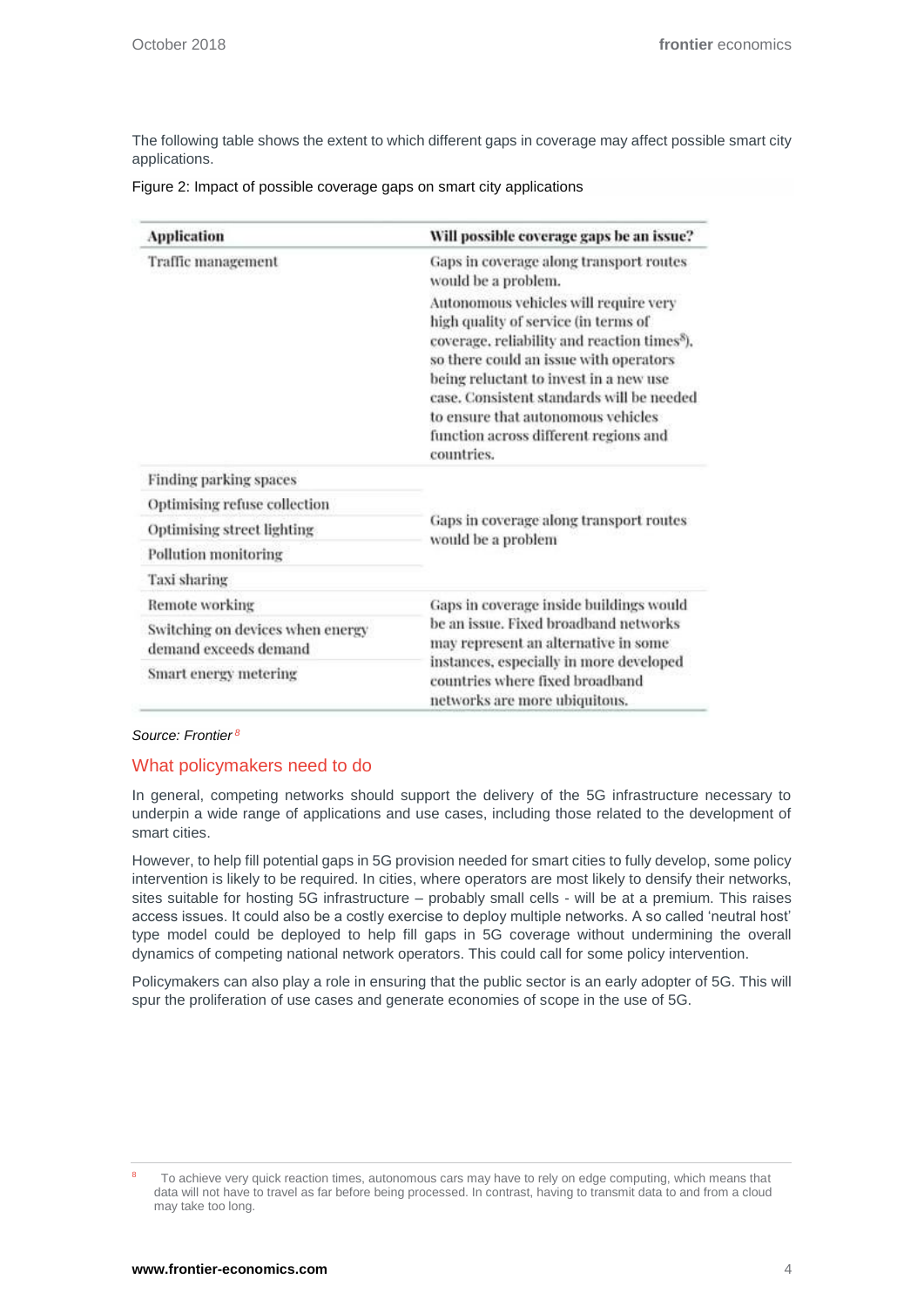The following table shows the extent to which different gaps in coverage may affect possible smart city applications.

Figure 2: Impact of possible coverage gaps on smart city applications

| Application | Will possible coverage gaps be an issue? |
|---|---|
| Traffic management | Gaps in coverage along transport routes would be a problem. Autonomous vehicles will require very high quality of service (in terms of coverage, reliability and reaction times[8]), so there could an issue with operators being reluctant to invest in a new use case. Consistent standards will be needed to ensure that autonomous vehicles function across different regions and countries. |
| Finding parking spaces | Gaps in coverage along transport routes would be a problem |
| Optimising refuse collection | |
| Optimising street lighting | |
| Pollution monitoring | |
| Taxi sharing | |
| Remote working | Gaps in coverage inside buildings would be an issue. Fixed broadband networks may represent an alternative in some instances, especially in more developed countries where fixed broadband networks are more ubiquitous. |
| Switching on devices when energy demand exceeds demand | |
| Smart energy metering | |

*Source: Frontier* [8]

## What policymakers need to do

In general, competing networks should support the delivery of the 5G infrastructure necessary to underpin a wide range of applications and use cases, including those related to the development of smart cities.

However, to help fill potential gaps in 5G provision needed for smart cities to fully develop, some policy intervention is likely to be required. In cities, where operators are most likely to densify their networks, sites suitable for hosting 5G infrastructure – probably small cells - will be at a premium. This raises access issues. It could also be a costly exercise to deploy multiple networks. A so called 'neutral host' type model could be deployed to help fill gaps in 5G coverage without undermining the overall dynamics of competing national network operators. This could call for some policy intervention.

Policymakers can also play a role in ensuring that the public sector is an early adopter of 5G. This will spur the proliferation of use cases and generate economies of scope in the use of 5G.

[8] To achieve very quick reaction times, autonomous cars may have to rely on edge computing, which means that data will not have to travel as far before being processed. In contrast, having to transmit data to and from a cloud may take too long.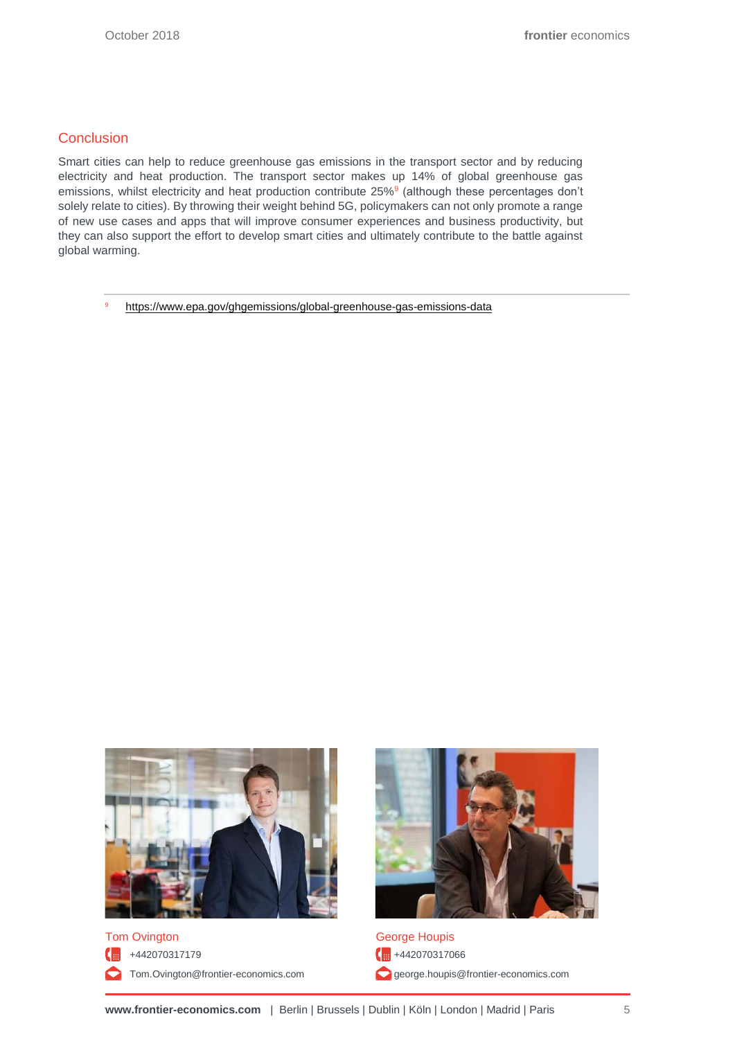## Conclusion

Smart cities can help to reduce greenhouse gas emissions in the transport sector and by reducing electricity and heat production. The transport sector makes up 14% of global greenhouse gas emissions, whilst electricity and heat production contribute 25%[9] (although these percentages don't solely relate to cities). By throwing their weight behind 5G, policymakers can not only promote a range of new use cases and apps that will improve consumer experiences and business productivity, but they can also support the effort to develop smart cities and ultimately contribute to the battle against global warming.

[9] https://www.epa.gov/ghgemissions/global-greenhouse-gas-emissions-data

Tom Ovington
+442070317179
Tom.Ovington@frontier-economics.com

George Houpis
+442070317066
george.houpis@frontier-economics.com

**www.frontier-economics.com** | Berlin | Brussels | Dublin | Köln | London | Madrid | Paris